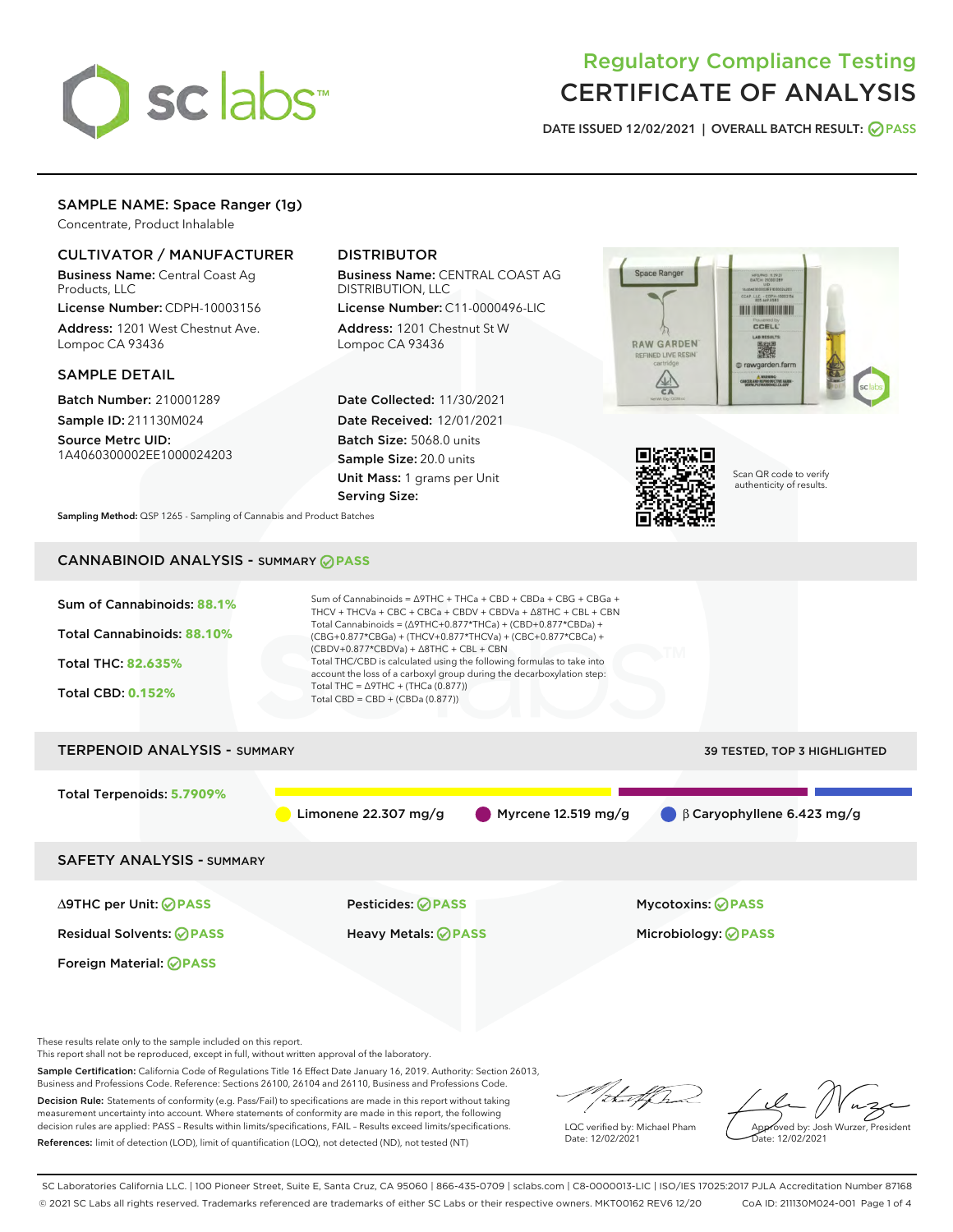# Regulatory Compliance Testing
# CERTIFICATE OF ANALYSIS

DATE ISSUED 12/02/2021 | OVERALL BATCH RESULT: PASS

## SAMPLE NAME: Space Ranger (1g)

Concentrate, Product Inhalable

### CULTIVATOR / MANUFACTURER

**Business Name:** Central Coast Ag Products, LLC
**License Number:** CDPH-10003156
**Address:** 1201 West Chestnut Ave. Lompoc CA 93436

### DISTRIBUTOR

**Business Name:** CENTRAL COAST AG DISTRIBUTION, LLC
**License Number:** C11-0000496-LIC
**Address:** 1201 Chestnut St W Lompoc CA 93436

### SAMPLE DETAIL

**Batch Number:** 210001289
**Sample ID:** 211130M024
**Source Metrc UID:** 1A4060300002EE1000024203

**Date Collected:** 11/30/2021
**Date Received:** 12/01/2021
**Batch Size:** 5068.0 units
**Sample Size:** 20.0 units
**Unit Mass:** 1 grams per Unit
**Serving Size:**

Scan QR code to verify authenticity of results.

**Sampling Method:** QSP 1265 - Sampling of Cannabis and Product Batches

## CANNABINOID ANALYSIS - SUMMARY PASS

**Sum of Cannabinoids:** 88.1%
**Total Cannabinoids:** 88.10%
**Total THC:** 82.635%
**Total CBD:** 0.152%

Sum of Cannabinoids = Δ9THC + THCa + CBD + CBDa + CBG + CBGa + THCV + THCVa + CBC + CBCa + CBDV + CBDVa + Δ8THC + CBL + CBN
Total Cannabinoids = (Δ9THC+0.877*THCa) + (CBD+0.877*CBDa) + (CBG+0.877*CBGa) + (THCV+0.877*THCVa) + (CBC+0.877*CBCa) + (CBDV+0.877*CBDVa) + Δ8THC + CBL + CBN
Total THC/CBD is calculated using the following formulas to take into account the loss of a carboxyl group during the decarboxylation step:
Total THC = Δ9THC + (THCa (0.877))
Total CBD = CBD + (CBDa (0.877))

## TERPENOID ANALYSIS - SUMMARY

39 TESTED, TOP 3 HIGHLIGHTED

**Total Terpenoids:** 5.7909%

Limonene 22.307 mg/g | Myrcene 12.519 mg/g | β Caryophyllene 6.423 mg/g

## SAFETY ANALYSIS - SUMMARY

| | | |
|---|---|---|
| Δ9THC per Unit: PASS | Pesticides: PASS | Mycotoxins: PASS |
| Residual Solvents: PASS | Heavy Metals: PASS | Microbiology: PASS |
| Foreign Material: PASS | | |

These results relate only to the sample included on this report.
This report shall not be reproduced, except in full, without written approval of the laboratory.

**Sample Certification:** California Code of Regulations Title 16 Effect Date January 16, 2019. Authority: Section 26013, Business and Professions Code. Reference: Sections 26100, 26104 and 26110, Business and Professions Code.

**Decision Rule:** Statements of conformity (e.g. Pass/Fail) to specifications are made in this report without taking measurement uncertainty into account. Where statements of conformity are made in this report, the following decision rules are applied: PASS – Results within limits/specifications, FAIL – Results exceed limits/specifications.

**References:** limit of detection (LOD), limit of quantification (LOQ), not detected (ND), not tested (NT)

LQC verified by: Michael Pham
Date: 12/02/2021

Approved by: Josh Wurzer, President
Date: 12/02/2021

SC Laboratories California LLC. | 100 Pioneer Street, Suite E, Santa Cruz, CA 95060 | 866-435-0709 | sclabs.com | C8-0000013-LIC | ISO/IES 17025:2017 PJLA Accreditation Number 87168
© 2021 SC Labs all rights reserved. Trademarks referenced are trademarks of either SC Labs or their respective owners. MKT00162 REV6 12/20 CoA ID: 211130M024-001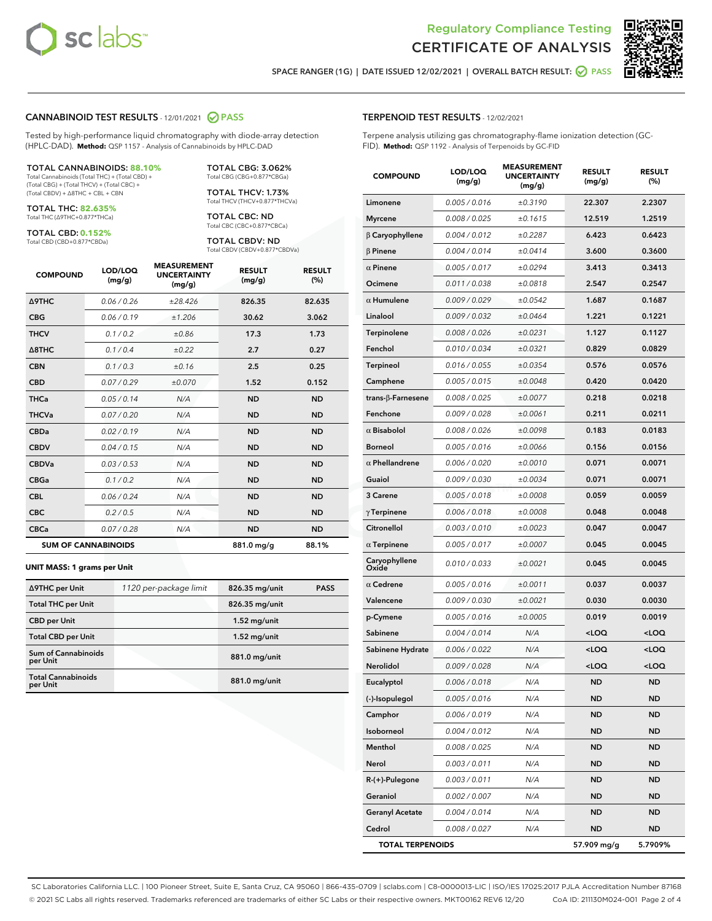Regulatory Compliance Testing
# CERTIFICATE OF ANALYSIS

SPACE RANGER (1G) | DATE ISSUED 12/02/2021 | OVERALL BATCH RESULT: PASS

## CANNABINOID TEST RESULTS - 12/01/2021 PASS

Tested by high-performance liquid chromatography with diode-array detection (HPLC-DAD). **Method:** QSP 1157 - Analysis of Cannabinoids by HPLC-DAD

**TOTAL CANNABINOIDS: 88.10%**
Total Cannabinoids (Total THC) + (Total CBD) + (Total CBG) + (Total THCV) + (Total CBC) + (Total CBDV) + Δ8THC + CBL + CBN

**TOTAL THC: 82.635%**
Total THC (Δ9THC+0.877*THCa)

**TOTAL CBD: 0.152%**
Total CBD (CBD+0.877*CBDa)

**TOTAL CBG: 3.062%**
Total CBG (CBG+0.877*CBGa)

**TOTAL THCV: 1.73%**
Total THCV (THCV+0.877*THCVa)

**TOTAL CBC: ND**
Total CBC (CBC+0.877*CBCa)

**TOTAL CBDV: ND**
Total CBDV (CBDV+0.877*CBDVa)

| COMPOUND | LOD/LOQ (mg/g) | MEASUREMENT UNCERTAINTY (mg/g) | RESULT (mg/g) | RESULT (%) |
|---|---|---|---|---|
| Δ9THC | 0.06 / 0.26 | ±28.426 | 826.35 | 82.635 |
| CBG | 0.06 / 0.19 | ±1.206 | 30.62 | 3.062 |
| THCV | 0.1 / 0.2 | ±0.86 | 17.3 | 1.73 |
| Δ8THC | 0.1 / 0.4 | ±0.22 | 2.7 | 0.27 |
| CBN | 0.1 / 0.3 | ±0.16 | 2.5 | 0.25 |
| CBD | 0.07 / 0.29 | ±0.070 | 1.52 | 0.152 |
| THCa | 0.05 / 0.14 | N/A | ND | ND |
| THCVa | 0.07 / 0.20 | N/A | ND | ND |
| CBDa | 0.02 / 0.19 | N/A | ND | ND |
| CBDV | 0.04 / 0.15 | N/A | ND | ND |
| CBDVa | 0.03 / 0.53 | N/A | ND | ND |
| CBGa | 0.1 / 0.2 | N/A | ND | ND |
| CBL | 0.06 / 0.24 | N/A | ND | ND |
| CBC | 0.2 / 0.5 | N/A | ND | ND |
| CBCa | 0.07 / 0.28 | N/A | ND | ND |
| **SUM OF CANNABINOIDS** | | | 881.0 mg/g | 88.1% |

**UNIT MASS: 1 grams per Unit**

| | | | |
|---|---|---|---|
| Δ9THC per Unit | 1120 per-package limit | 826.35 mg/unit | PASS |
| Total THC per Unit | | 826.35 mg/unit | |
| CBD per Unit | | 1.52 mg/unit | |
| Total CBD per Unit | | 1.52 mg/unit | |
| Sum of Cannabinoids per Unit | | 881.0 mg/unit | |
| Total Cannabinoids per Unit | | 881.0 mg/unit | |

## TERPENOID TEST RESULTS - 12/02/2021

Terpene analysis utilizing gas chromatography-flame ionization detection (GC-FID). **Method:** QSP 1192 - Analysis of Terpenoids by GC-FID

| COMPOUND | LOD/LOQ (mg/g) | MEASUREMENT UNCERTAINTY (mg/g) | RESULT (mg/g) | RESULT (%) |
|---|---|---|---|---|
| Limonene | 0.005 / 0.016 | ±0.3190 | 22.307 | 2.2307 |
| Myrcene | 0.008 / 0.025 | ±0.1615 | 12.519 | 1.2519 |
| β Caryophyllene | 0.004 / 0.012 | ±0.2287 | 6.423 | 0.6423 |
| β Pinene | 0.004 / 0.014 | ±0.0414 | 3.600 | 0.3600 |
| α Pinene | 0.005 / 0.017 | ±0.0294 | 3.413 | 0.3413 |
| Ocimene | 0.011 / 0.038 | ±0.0818 | 2.547 | 0.2547 |
| α Humulene | 0.009 / 0.029 | ±0.0542 | 1.687 | 0.1687 |
| Linalool | 0.009 / 0.032 | ±0.0464 | 1.221 | 0.1221 |
| Terpinolene | 0.008 / 0.026 | ±0.0231 | 1.127 | 0.1127 |
| Fenchol | 0.010 / 0.034 | ±0.0321 | 0.829 | 0.0829 |
| Terpineol | 0.016 / 0.055 | ±0.0354 | 0.576 | 0.0576 |
| Camphene | 0.005 / 0.015 | ±0.0048 | 0.420 | 0.0420 |
| trans-β-Farnesene | 0.008 / 0.025 | ±0.0077 | 0.218 | 0.0218 |
| Fenchone | 0.009 / 0.028 | ±0.0061 | 0.211 | 0.0211 |
| α Bisabolol | 0.008 / 0.026 | ±0.0098 | 0.183 | 0.0183 |
| Borneol | 0.005 / 0.016 | ±0.0066 | 0.156 | 0.0156 |
| α Phellandrene | 0.006 / 0.020 | ±0.0010 | 0.071 | 0.0071 |
| Guaiol | 0.009 / 0.030 | ±0.0034 | 0.071 | 0.0071 |
| 3 Carene | 0.005 / 0.018 | ±0.0008 | 0.059 | 0.0059 |
| γ Terpinene | 0.006 / 0.018 | ±0.0008 | 0.048 | 0.0048 |
| Citronellol | 0.003 / 0.010 | ±0.0023 | 0.047 | 0.0047 |
| α Terpinene | 0.005 / 0.017 | ±0.0007 | 0.045 | 0.0045 |
| Caryophyllene Oxide | 0.010 / 0.033 | ±0.0021 | 0.045 | 0.0045 |
| α Cedrene | 0.005 / 0.016 | ±0.0011 | 0.037 | 0.0037 |
| Valencene | 0.009 / 0.030 | ±0.0021 | 0.030 | 0.0030 |
| p-Cymene | 0.005 / 0.016 | ±0.0005 | 0.019 | 0.0019 |
| Sabinene | 0.004 / 0.014 | N/A | <LOQ | <LOQ |
| Sabinene Hydrate | 0.006 / 0.022 | N/A | <LOQ | <LOQ |
| Nerolidol | 0.009 / 0.028 | N/A | <LOQ | <LOQ |
| Eucalyptol | 0.006 / 0.018 | N/A | ND | ND |
| (-)-Isopulegol | 0.005 / 0.016 | N/A | ND | ND |
| Camphor | 0.006 / 0.019 | N/A | ND | ND |
| Isoborneol | 0.004 / 0.012 | N/A | ND | ND |
| Menthol | 0.008 / 0.025 | N/A | ND | ND |
| Nerol | 0.003 / 0.011 | N/A | ND | ND |
| R-(+)-Pulegone | 0.003 / 0.011 | N/A | ND | ND |
| Geraniol | 0.002 / 0.007 | N/A | ND | ND |
| Geranyl Acetate | 0.004 / 0.014 | N/A | ND | ND |
| Cedrol | 0.008 / 0.027 | N/A | ND | ND |
| **TOTAL TERPENOIDS** | | | 57.909 mg/g | 5.7909% |

SC Laboratories California LLC. | 100 Pioneer Street, Suite E, Santa Cruz, CA 95060 | 866-435-0709 | sclabs.com | C8-0000013-LIC | ISO/IES 17025:2017 PJLA Accreditation Number 87168
© 2021 SC Labs all rights reserved. Trademarks referenced are trademarks of either SC Labs or their respective owners. MKT00162 REV6 12/20 CoA ID: 211130M024-001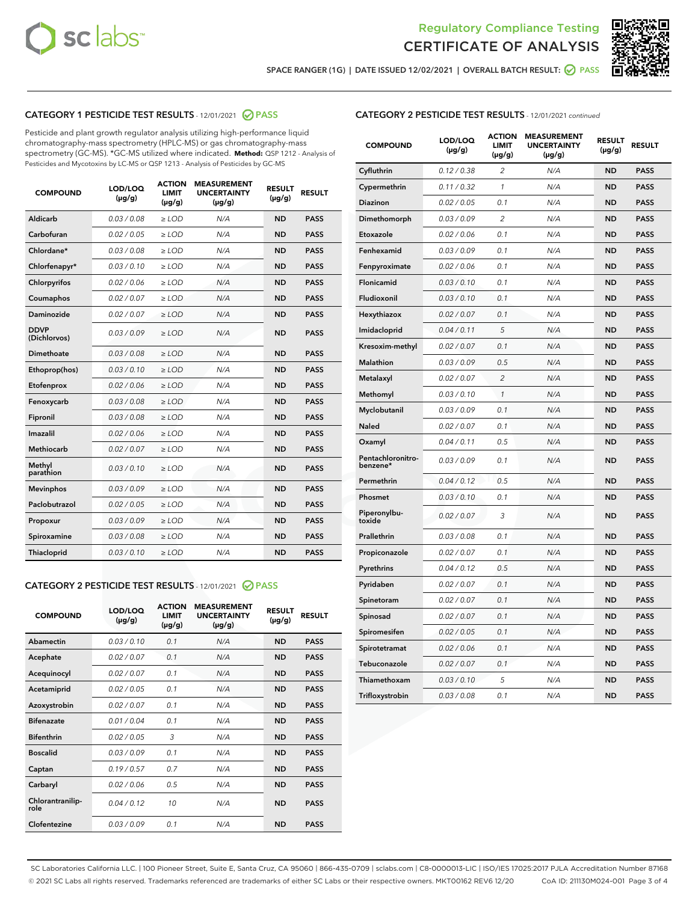Regulatory Compliance Testing
CERTIFICATE OF ANALYSIS

SPACE RANGER (1G) | DATE ISSUED 12/02/2021 | OVERALL BATCH RESULT: PASS

## CATEGORY 1 PESTICIDE TEST RESULTS - 12/01/2021 PASS

Pesticide and plant growth regulator analysis utilizing high-performance liquid chromatography-mass spectrometry (HPLC-MS) or gas chromatography-mass spectrometry (GC-MS). *GC-MS utilized where indicated. **Method:** QSP 1212 - Analysis of Pesticides and Mycotoxins by LC-MS or QSP 1213 - Analysis of Pesticides by GC-MS

| COMPOUND | LOD/LOQ (µg/g) | ACTION LIMIT (µg/g) | MEASUREMENT UNCERTAINTY (µg/g) | RESULT (µg/g) | RESULT |
|---|---|---|---|---|---|
| Aldicarb | 0.03 / 0.08 | ≥ LOD | N/A | ND | PASS |
| Carbofuran | 0.02 / 0.05 | ≥ LOD | N/A | ND | PASS |
| Chlordane* | 0.03 / 0.08 | ≥ LOD | N/A | ND | PASS |
| Chlorfenapyr* | 0.03 / 0.10 | ≥ LOD | N/A | ND | PASS |
| Chlorpyrifos | 0.02 / 0.06 | ≥ LOD | N/A | ND | PASS |
| Coumaphos | 0.02 / 0.07 | ≥ LOD | N/A | ND | PASS |
| Daminozide | 0.02 / 0.07 | ≥ LOD | N/A | ND | PASS |
| DDVP (Dichlorvos) | 0.03 / 0.09 | ≥ LOD | N/A | ND | PASS |
| Dimethoate | 0.03 / 0.08 | ≥ LOD | N/A | ND | PASS |
| Ethoprop(hos) | 0.03 / 0.10 | ≥ LOD | N/A | ND | PASS |
| Etofenprox | 0.02 / 0.06 | ≥ LOD | N/A | ND | PASS |
| Fenoxycarb | 0.03 / 0.08 | ≥ LOD | N/A | ND | PASS |
| Fipronil | 0.03 / 0.08 | ≥ LOD | N/A | ND | PASS |
| Imazalil | 0.02 / 0.06 | ≥ LOD | N/A | ND | PASS |
| Methiocarb | 0.02 / 0.07 | ≥ LOD | N/A | ND | PASS |
| Methyl parathion | 0.03 / 0.10 | ≥ LOD | N/A | ND | PASS |
| Mevinphos | 0.03 / 0.09 | ≥ LOD | N/A | ND | PASS |
| Paclobutrazol | 0.02 / 0.05 | ≥ LOD | N/A | ND | PASS |
| Propoxur | 0.03 / 0.09 | ≥ LOD | N/A | ND | PASS |
| Spiroxamine | 0.03 / 0.08 | ≥ LOD | N/A | ND | PASS |
| Thiacloprid | 0.03 / 0.10 | ≥ LOD | N/A | ND | PASS |

## CATEGORY 2 PESTICIDE TEST RESULTS - 12/01/2021 PASS

| COMPOUND | LOD/LOQ (µg/g) | ACTION LIMIT (µg/g) | MEASUREMENT UNCERTAINTY (µg/g) | RESULT (µg/g) | RESULT |
|---|---|---|---|---|---|
| Abamectin | 0.03 / 0.10 | 0.1 | N/A | ND | PASS |
| Acephate | 0.02 / 0.07 | 0.1 | N/A | ND | PASS |
| Acequinocyl | 0.02 / 0.07 | 0.1 | N/A | ND | PASS |
| Acetamiprid | 0.02 / 0.05 | 0.1 | N/A | ND | PASS |
| Azoxystrobin | 0.02 / 0.07 | 0.1 | N/A | ND | PASS |
| Bifenazate | 0.01 / 0.04 | 0.1 | N/A | ND | PASS |
| Bifenthrin | 0.02 / 0.05 | 3 | N/A | ND | PASS |
| Boscalid | 0.03 / 0.09 | 0.1 | N/A | ND | PASS |
| Captan | 0.19 / 0.57 | 0.7 | N/A | ND | PASS |
| Carbaryl | 0.02 / 0.06 | 0.5 | N/A | ND | PASS |
| Chlorantraniliprole | 0.04 / 0.12 | 10 | N/A | ND | PASS |
| Clofentezine | 0.03 / 0.09 | 0.1 | N/A | ND | PASS |
| Cyfluthrin | 0.12 / 0.38 | 2 | N/A | ND | PASS |
| Cypermethrin | 0.11 / 0.32 | 1 | N/A | ND | PASS |
| Diazinon | 0.02 / 0.05 | 0.1 | N/A | ND | PASS |
| Dimethomorph | 0.03 / 0.09 | 2 | N/A | ND | PASS |
| Etoxazole | 0.02 / 0.06 | 0.1 | N/A | ND | PASS |
| Fenhexamid | 0.03 / 0.09 | 0.1 | N/A | ND | PASS |
| Fenpyroximate | 0.02 / 0.06 | 0.1 | N/A | ND | PASS |
| Flonicamid | 0.03 / 0.10 | 0.1 | N/A | ND | PASS |
| Fludioxonil | 0.03 / 0.10 | 0.1 | N/A | ND | PASS |
| Hexythiazox | 0.02 / 0.07 | 0.1 | N/A | ND | PASS |
| Imidacloprid | 0.04 / 0.11 | 5 | N/A | ND | PASS |
| Kresoxim-methyl | 0.02 / 0.07 | 0.1 | N/A | ND | PASS |
| Malathion | 0.03 / 0.09 | 0.5 | N/A | ND | PASS |
| Metalaxyl | 0.02 / 0.07 | 2 | N/A | ND | PASS |
| Methomyl | 0.03 / 0.10 | 1 | N/A | ND | PASS |
| Myclobutanil | 0.03 / 0.09 | 0.1 | N/A | ND | PASS |
| Naled | 0.02 / 0.07 | 0.1 | N/A | ND | PASS |
| Oxamyl | 0.04 / 0.11 | 0.5 | N/A | ND | PASS |
| Pentachloronitrobenzene* | 0.03 / 0.09 | 0.1 | N/A | ND | PASS |
| Permethrin | 0.04 / 0.12 | 0.5 | N/A | ND | PASS |
| Phosmet | 0.03 / 0.10 | 0.1 | N/A | ND | PASS |
| Piperonylbutoxide | 0.02 / 0.07 | 3 | N/A | ND | PASS |
| Prallethrin | 0.03 / 0.08 | 0.1 | N/A | ND | PASS |
| Propiconazole | 0.02 / 0.07 | 0.1 | N/A | ND | PASS |
| Pyrethrins | 0.04 / 0.12 | 0.5 | N/A | ND | PASS |
| Pyridaben | 0.02 / 0.07 | 0.1 | N/A | ND | PASS |
| Spinetoram | 0.02 / 0.07 | 0.1 | N/A | ND | PASS |
| Spinosad | 0.02 / 0.07 | 0.1 | N/A | ND | PASS |
| Spiromesifen | 0.02 / 0.05 | 0.1 | N/A | ND | PASS |
| Spirotetramat | 0.02 / 0.06 | 0.1 | N/A | ND | PASS |
| Tebuconazole | 0.02 / 0.07 | 0.1 | N/A | ND | PASS |
| Thiamethoxam | 0.03 / 0.10 | 5 | N/A | ND | PASS |
| Trifloxystrobin | 0.03 / 0.08 | 0.1 | N/A | ND | PASS |

SC Laboratories California LLC. | 100 Pioneer Street, Suite E, Santa Cruz, CA 95060 | 866-435-0709 | sclabs.com | C8-0000013-LIC | ISO/IES 17025:2017 PJLA Accreditation Number 87168
© 2021 SC Labs all rights reserved. Trademarks referenced are trademarks of either SC Labs or their respective owners. MKT00162 REV6 12/20 CoA ID: 211130M024-001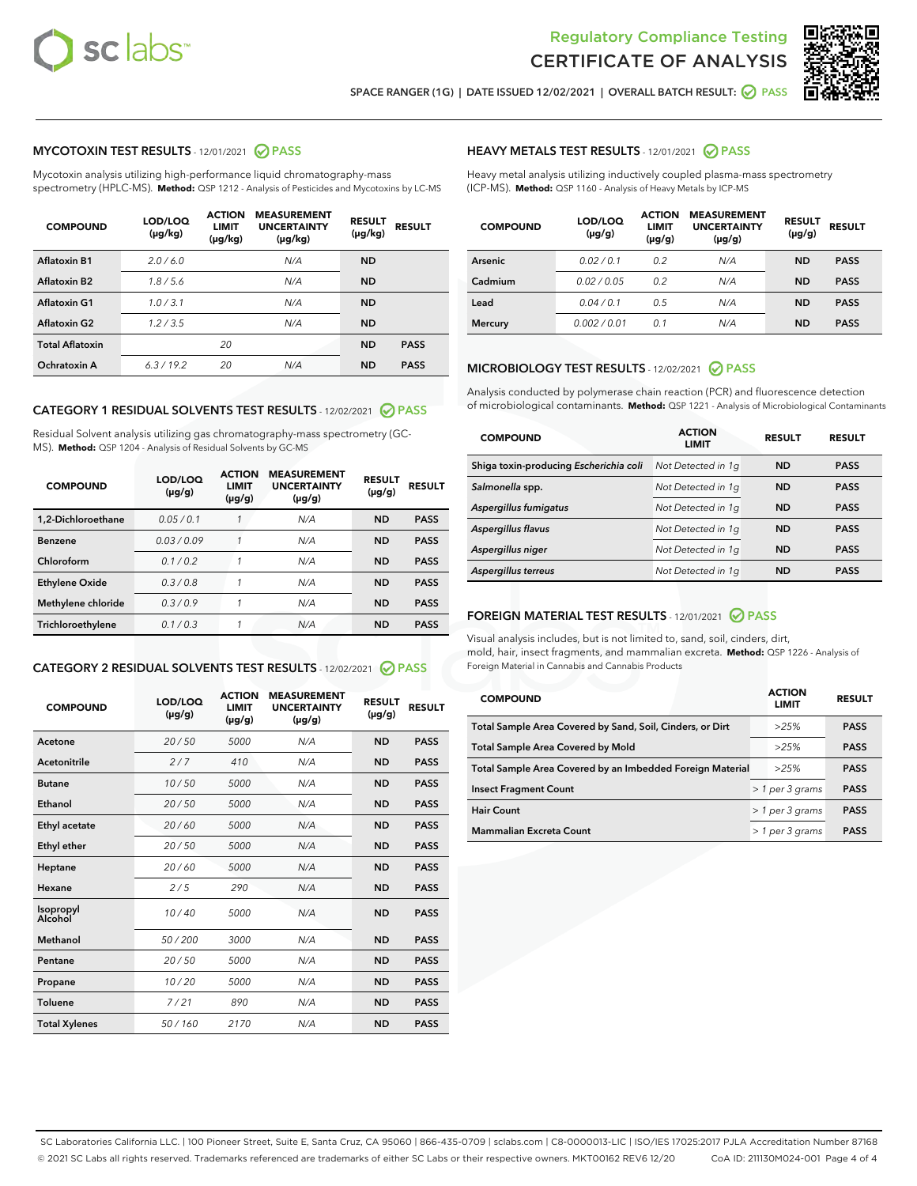Regulatory Compliance Testing

# CERTIFICATE OF ANALYSIS

SPACE RANGER (1G) | DATE ISSUED 12/02/2021 | OVERALL BATCH RESULT: PASS

## MYCOTOXIN TEST RESULTS - 12/01/2021 PASS

Mycotoxin analysis utilizing high-performance liquid chromatography-mass spectrometry (HPLC-MS). **Method:** QSP 1212 - Analysis of Pesticides and Mycotoxins by LC-MS

| COMPOUND | LOD/LOQ (µg/kg) | ACTION LIMIT (µg/kg) | MEASUREMENT UNCERTAINTY (µg/kg) | RESULT (µg/kg) | RESULT |
|---|---|---|---|---|---|
| Aflatoxin B1 | 2.0 / 6.0 | | N/A | ND | |
| Aflatoxin B2 | 1.8 / 5.6 | | N/A | ND | |
| Aflatoxin G1 | 1.0 / 3.1 | | N/A | ND | |
| Aflatoxin G2 | 1.2 / 3.5 | | N/A | ND | |
| Total Aflatoxin | | 20 | | ND | PASS |
| Ochratoxin A | 6.3 / 19.2 | 20 | N/A | ND | PASS |

## CATEGORY 1 RESIDUAL SOLVENTS TEST RESULTS - 12/02/2021 PASS

Residual Solvent analysis utilizing gas chromatography-mass spectrometry (GC-MS). **Method:** QSP 1204 - Analysis of Residual Solvents by GC-MS

| COMPOUND | LOD/LOQ (µg/g) | ACTION LIMIT (µg/g) | MEASUREMENT UNCERTAINTY (µg/g) | RESULT (µg/g) | RESULT |
|---|---|---|---|---|---|
| 1,2-Dichloroethane | 0.05 / 0.1 | 1 | N/A | ND | PASS |
| Benzene | 0.03 / 0.09 | 1 | N/A | ND | PASS |
| Chloroform | 0.1 / 0.2 | 1 | N/A | ND | PASS |
| Ethylene Oxide | 0.3 / 0.8 | 1 | N/A | ND | PASS |
| Methylene chloride | 0.3 / 0.9 | 1 | N/A | ND | PASS |
| Trichloroethylene | 0.1 / 0.3 | 1 | N/A | ND | PASS |

## CATEGORY 2 RESIDUAL SOLVENTS TEST RESULTS - 12/02/2021 PASS

| COMPOUND | LOD/LOQ (µg/g) | ACTION LIMIT (µg/g) | MEASUREMENT UNCERTAINTY (µg/g) | RESULT (µg/g) | RESULT |
|---|---|---|---|---|---|
| Acetone | 20 / 50 | 5000 | N/A | ND | PASS |
| Acetonitrile | 2 / 7 | 410 | N/A | ND | PASS |
| Butane | 10 / 50 | 5000 | N/A | ND | PASS |
| Ethanol | 20 / 50 | 5000 | N/A | ND | PASS |
| Ethyl acetate | 20 / 60 | 5000 | N/A | ND | PASS |
| Ethyl ether | 20 / 50 | 5000 | N/A | ND | PASS |
| Heptane | 20 / 60 | 5000 | N/A | ND | PASS |
| Hexane | 2 / 5 | 290 | N/A | ND | PASS |
| Isopropyl Alcohol | 10 / 40 | 5000 | N/A | ND | PASS |
| Methanol | 50 / 200 | 3000 | N/A | ND | PASS |
| Pentane | 20 / 50 | 5000 | N/A | ND | PASS |
| Propane | 10 / 20 | 5000 | N/A | ND | PASS |
| Toluene | 7 / 21 | 890 | N/A | ND | PASS |
| Total Xylenes | 50 / 160 | 2170 | N/A | ND | PASS |

## HEAVY METALS TEST RESULTS - 12/01/2021 PASS

Heavy metal analysis utilizing inductively coupled plasma-mass spectrometry (ICP-MS). **Method:** QSP 1160 - Analysis of Heavy Metals by ICP-MS

| COMPOUND | LOD/LOQ (µg/g) | ACTION LIMIT (µg/g) | MEASUREMENT UNCERTAINTY (µg/g) | RESULT (µg/g) | RESULT |
|---|---|---|---|---|---|
| Arsenic | 0.02 / 0.1 | 0.2 | N/A | ND | PASS |
| Cadmium | 0.02 / 0.05 | 0.2 | N/A | ND | PASS |
| Lead | 0.04 / 0.1 | 0.5 | N/A | ND | PASS |
| Mercury | 0.002 / 0.01 | 0.1 | N/A | ND | PASS |

## MICROBIOLOGY TEST RESULTS - 12/02/2021 PASS

Analysis conducted by polymerase chain reaction (PCR) and fluorescence detection of microbiological contaminants. **Method:** QSP 1221 - Analysis of Microbiological Contaminants

| COMPOUND | ACTION LIMIT | RESULT | RESULT |
|---|---|---|---|
| Shiga toxin-producing *Escherichia coli* | Not Detected in 1g | ND | PASS |
| *Salmonella* spp. | Not Detected in 1g | ND | PASS |
| *Aspergillus fumigatus* | Not Detected in 1g | ND | PASS |
| *Aspergillus flavus* | Not Detected in 1g | ND | PASS |
| *Aspergillus niger* | Not Detected in 1g | ND | PASS |
| *Aspergillus terreus* | Not Detected in 1g | ND | PASS |

## FOREIGN MATERIAL TEST RESULTS - 12/01/2021 PASS

Visual analysis includes, but is not limited to, sand, soil, cinders, dirt, mold, hair, insect fragments, and mammalian excreta. **Method:** QSP 1226 - Analysis of Foreign Material in Cannabis and Cannabis Products

| COMPOUND | ACTION LIMIT | RESULT |
|---|---|---|
| Total Sample Area Covered by Sand, Soil, Cinders, or Dirt | >25% | PASS |
| Total Sample Area Covered by Mold | >25% | PASS |
| Total Sample Area Covered by an Imbedded Foreign Material | >25% | PASS |
| Insect Fragment Count | > 1 per 3 grams | PASS |
| Hair Count | > 1 per 3 grams | PASS |
| Mammalian Excreta Count | > 1 per 3 grams | PASS |

SC Laboratories California LLC. | 100 Pioneer Street, Suite E, Santa Cruz, CA 95060 | 866-435-0709 | sclabs.com | C8-0000013-LIC | ISO/IES 17025:2017 PJLA Accreditation Number 87168
© 2021 SC Labs all rights reserved. Trademarks referenced are trademarks of either SC Labs or their respective owners. MKT00162 REV6 12/20 CoA ID: 211130M024-001